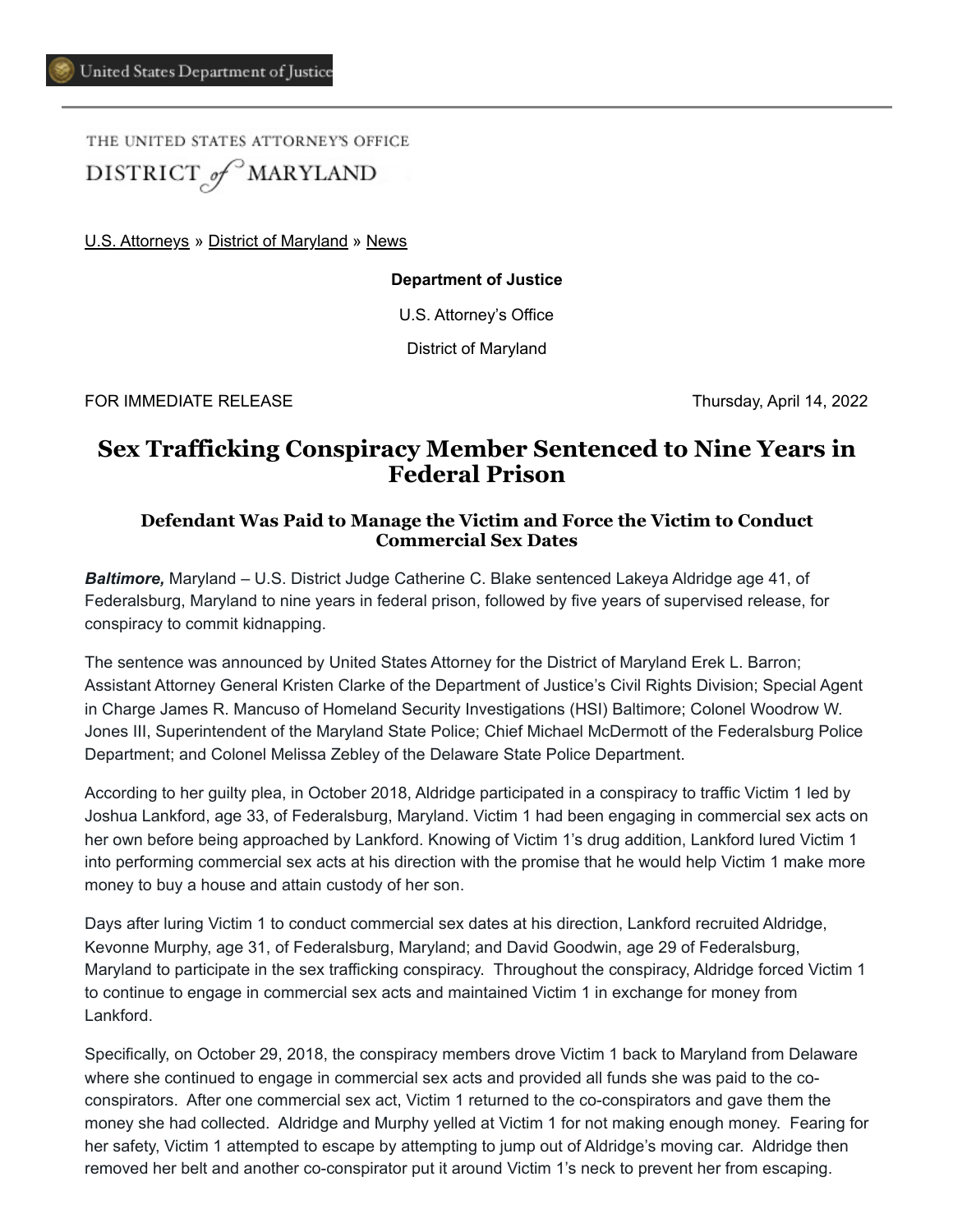United States Department of Justice

THE UNITED STATES ATTORNEY'S OFFICE
DISTRICT of MARYLAND

U.S. Attorneys » District of Maryland » News

**Department of Justice**

U.S. Attorney's Office

District of Maryland

FOR IMMEDIATE RELEASE Thursday, April 14, 2022

# Sex Trafficking Conspiracy Member Sentenced to Nine Years in Federal Prison

### Defendant Was Paid to Manage the Victim and Force the Victim to Conduct Commercial Sex Dates

***Baltimore,*** Maryland – U.S. District Judge Catherine C. Blake sentenced Lakeya Aldridge age 41, of Federalsburg, Maryland to nine years in federal prison, followed by five years of supervised release, for conspiracy to commit kidnapping.

The sentence was announced by United States Attorney for the District of Maryland Erek L. Barron; Assistant Attorney General Kristen Clarke of the Department of Justice's Civil Rights Division; Special Agent in Charge James R. Mancuso of Homeland Security Investigations (HSI) Baltimore; Colonel Woodrow W. Jones III, Superintendent of the Maryland State Police; Chief Michael McDermott of the Federalsburg Police Department; and Colonel Melissa Zebley of the Delaware State Police Department.

According to her guilty plea, in October 2018, Aldridge participated in a conspiracy to traffic Victim 1 led by Joshua Lankford, age 33, of Federalsburg, Maryland. Victim 1 had been engaging in commercial sex acts on her own before being approached by Lankford. Knowing of Victim 1's drug addition, Lankford lured Victim 1 into performing commercial sex acts at his direction with the promise that he would help Victim 1 make more money to buy a house and attain custody of her son.

Days after luring Victim 1 to conduct commercial sex dates at his direction, Lankford recruited Aldridge, Kevonne Murphy, age 31, of Federalsburg, Maryland; and David Goodwin, age 29 of Federalsburg, Maryland to participate in the sex trafficking conspiracy. Throughout the conspiracy, Aldridge forced Victim 1 to continue to engage in commercial sex acts and maintained Victim 1 in exchange for money from Lankford.

Specifically, on October 29, 2018, the conspiracy members drove Victim 1 back to Maryland from Delaware where she continued to engage in commercial sex acts and provided all funds she was paid to the co-conspirators. After one commercial sex act, Victim 1 returned to the co-conspirators and gave them the money she had collected. Aldridge and Murphy yelled at Victim 1 for not making enough money. Fearing for her safety, Victim 1 attempted to escape by attempting to jump out of Aldridge's moving car. Aldridge then removed her belt and another co-conspirator put it around Victim 1's neck to prevent her from escaping.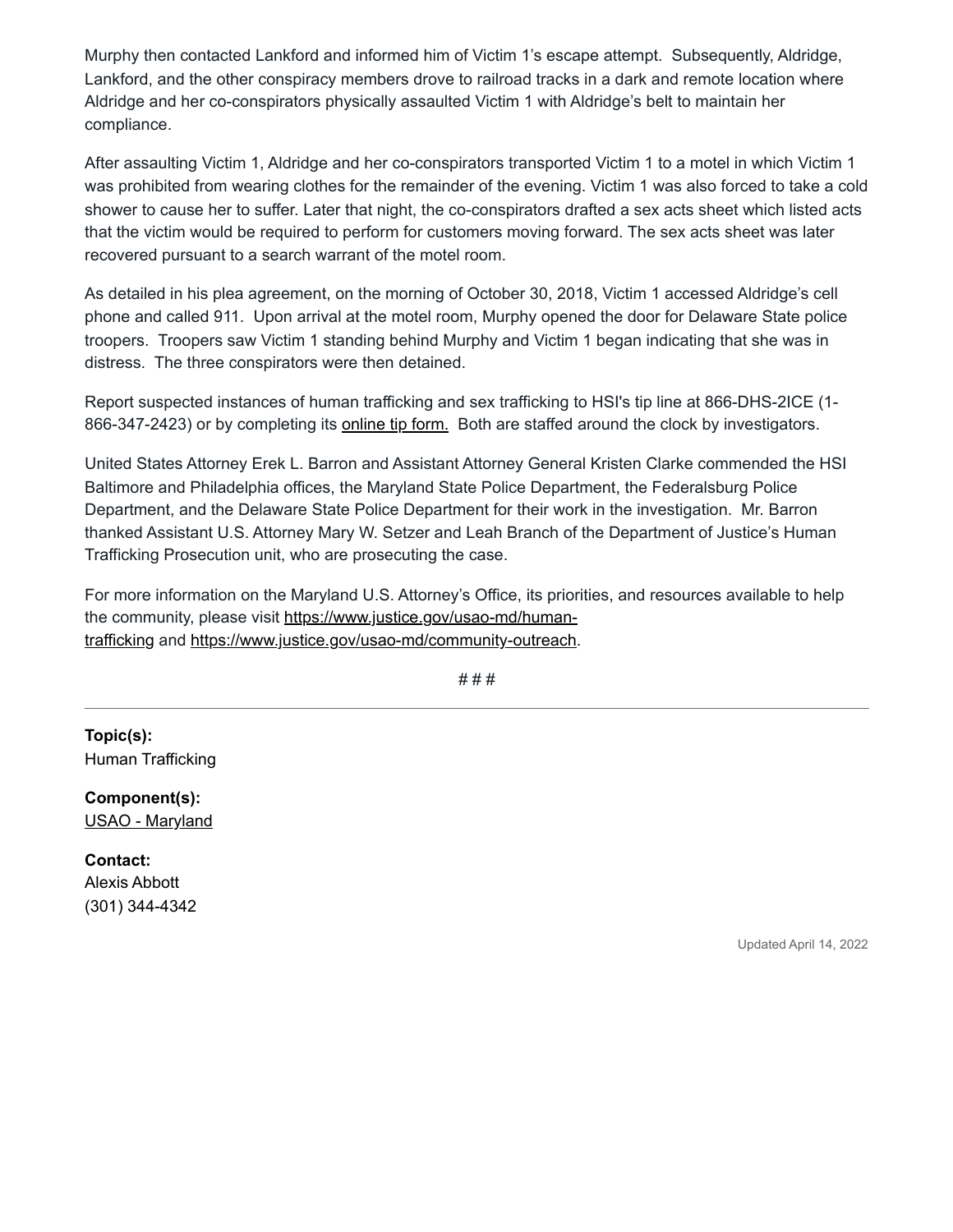Murphy then contacted Lankford and informed him of Victim 1's escape attempt. Subsequently, Aldridge, Lankford, and the other conspiracy members drove to railroad tracks in a dark and remote location where Aldridge and her co-conspirators physically assaulted Victim 1 with Aldridge's belt to maintain her compliance.

After assaulting Victim 1, Aldridge and her co-conspirators transported Victim 1 to a motel in which Victim 1 was prohibited from wearing clothes for the remainder of the evening. Victim 1 was also forced to take a cold shower to cause her to suffer. Later that night, the co-conspirators drafted a sex acts sheet which listed acts that the victim would be required to perform for customers moving forward. The sex acts sheet was later recovered pursuant to a search warrant of the motel room.

As detailed in his plea agreement, on the morning of October 30, 2018, Victim 1 accessed Aldridge's cell phone and called 911. Upon arrival at the motel room, Murphy opened the door for Delaware State police troopers. Troopers saw Victim 1 standing behind Murphy and Victim 1 began indicating that she was in distress. The three conspirators were then detained.

Report suspected instances of human trafficking and sex trafficking to HSI's tip line at 866-DHS-2ICE (1-866-347-2423) or by completing its [online tip form.](#) Both are staffed around the clock by investigators.

United States Attorney Erek L. Barron and Assistant Attorney General Kristen Clarke commended the HSI Baltimore and Philadelphia offices, the Maryland State Police Department, the Federalsburg Police Department, and the Delaware State Police Department for their work in the investigation. Mr. Barron thanked Assistant U.S. Attorney Mary W. Setzer and Leah Branch of the Department of Justice's Human Trafficking Prosecution unit, who are prosecuting the case.

For more information on the Maryland U.S. Attorney's Office, its priorities, and resources available to help the community, please visit [https://www.justice.gov/usao-md/human-trafficking](https://www.justice.gov/usao-md/human-trafficking) and [https://www.justice.gov/usao-md/community-outreach](https://www.justice.gov/usao-md/community-outreach).

# # #

---

**Topic(s):**
Human Trafficking

**Component(s):**
[USAO - Maryland](#)

**Contact:**
Alexis Abbott
(301) 344-4342

Updated April 14, 2022